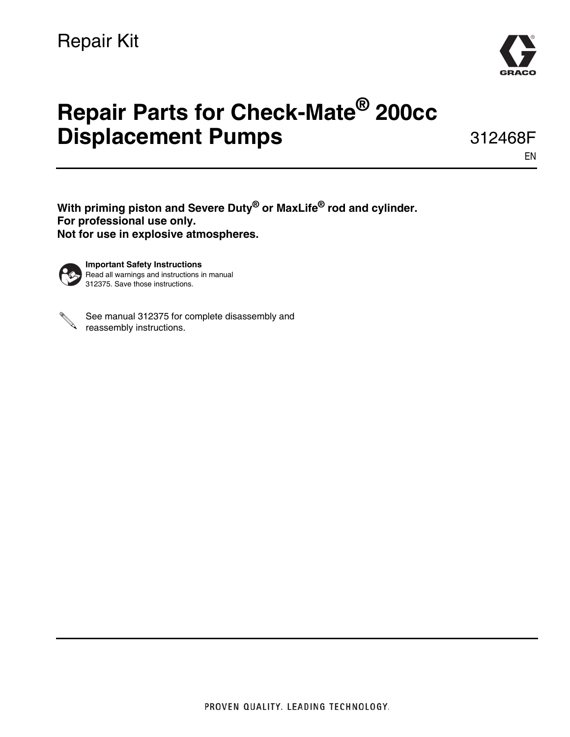Repair Kit

# Repair Parts for Check-Mate® 200cc Displacement Pumps

312468F

EN

**With priming piston and Severe Duty® or MaxLife® rod and cylinder.**
**For professional use only.**
**Not for use in explosive atmospheres.**

**Important Safety Instructions**
Read all warnings and instructions in manual 312375. Save those instructions.

See manual 312375 for complete disassembly and reassembly instructions.

PROVEN QUALITY. LEADING TECHNOLOGY.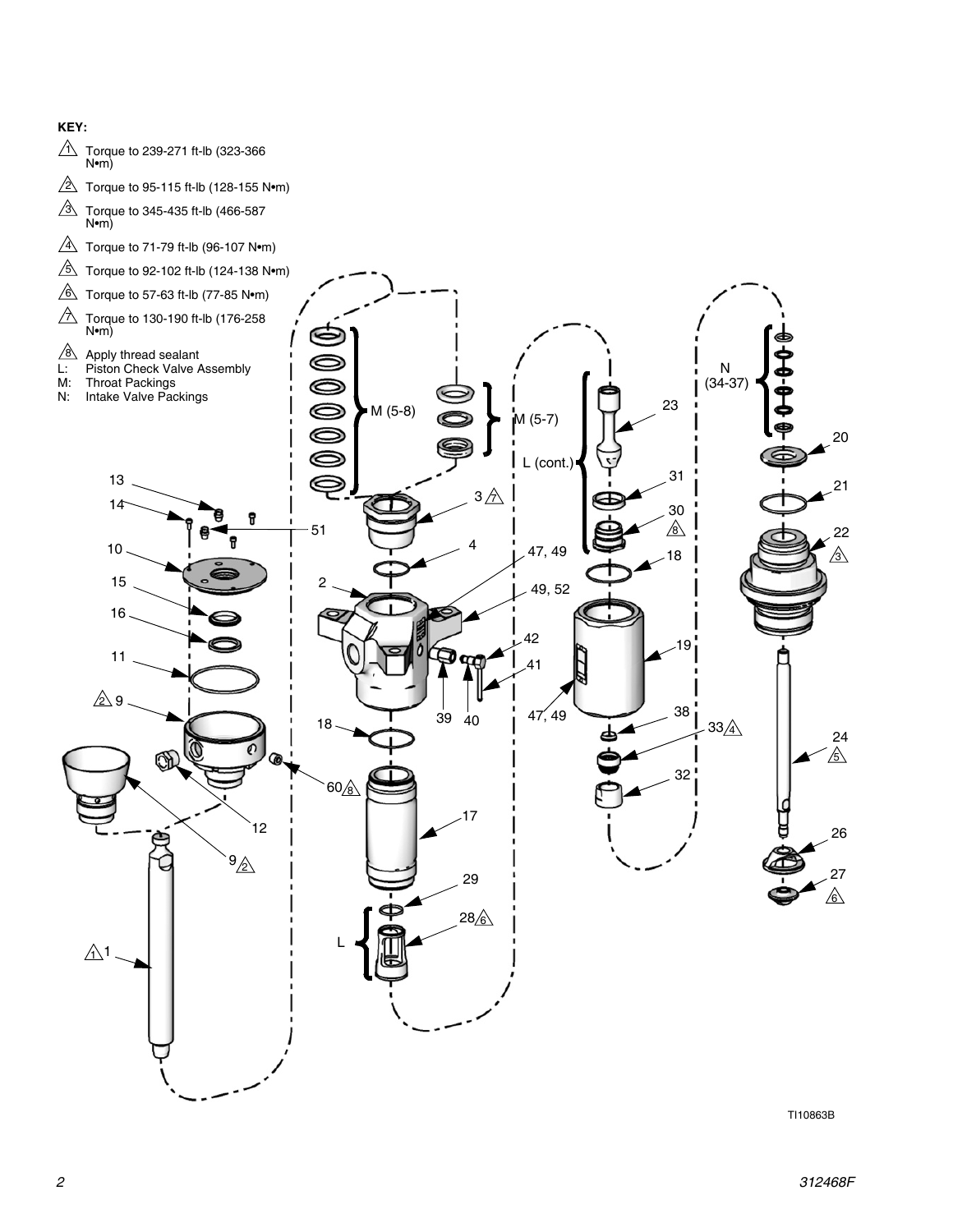**KEY:**

1 Torque to 239-271 ft-lb (323-366 N•m)

2 Torque to 95-115 ft-lb (128-155 N•m)

3 Torque to 345-435 ft-lb (466-587 N•m)

4 Torque to 71-79 ft-lb (96-107 N•m)

5 Torque to 92-102 ft-lb (124-138 N•m)

6 Torque to 57-63 ft-lb (77-85 N•m)

7 Torque to 130-190 ft-lb (176-258 N•m)

8 Apply thread sealant

L: Piston Check Valve Assembly

M: Throat Packings

N: Intake Valve Packings

TI10863B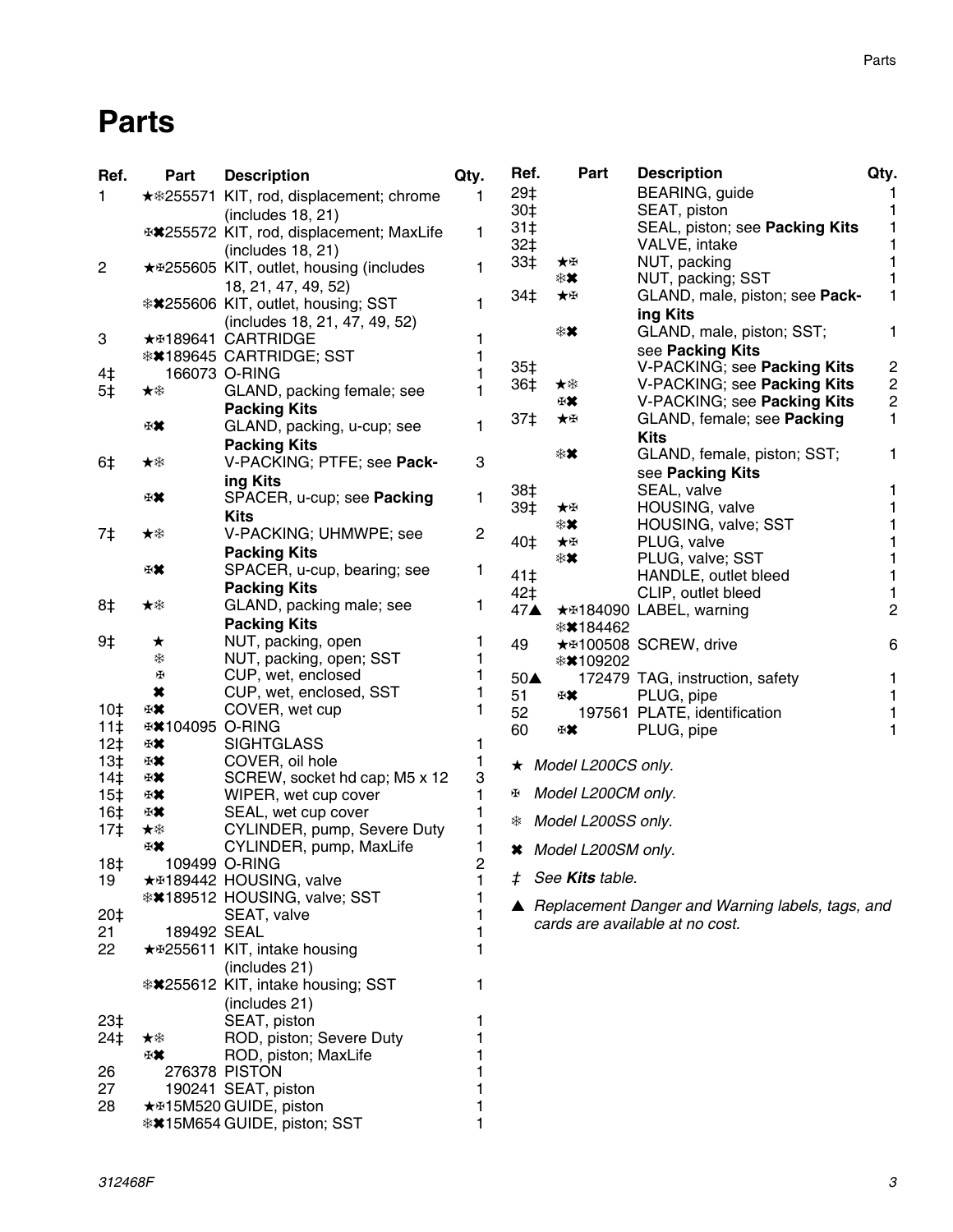# Parts

| Ref. | Part | Description | Qty. |
|---|---|---|---|
| 1 | ★❄255571 | KIT, rod, displacement; chrome (includes 18, 21) | 1 |
| | ✠✖255572 | KIT, rod, displacement; MaxLife (includes 18, 21) | 1 |
| 2 | ★✠255605 | KIT, outlet, housing (includes 18, 21, 47, 49, 52) | 1 |
| | ❄✖255606 | KIT, outlet, housing; SST (includes 18, 21, 47, 49, 52) | 1 |
| 3 | ★✠189641 | CARTRIDGE | 1 |
| | ❄✖189645 | CARTRIDGE; SST | 1 |
| 4‡ | 166073 | O-RING | 1 |
| 5‡ | ★❄ | GLAND, packing female; see **Packing Kits** | 1 |
| | ✠✖ | GLAND, packing, u-cup; see **Packing Kits** | 1 |
| 6‡ | ★❄ | V-PACKING; PTFE; see **Packing Kits** | 3 |
| | ✠✖ | SPACER, u-cup; see **Packing Kits** | 1 |
| 7‡ | ★❄ | V-PACKING; UHMWPE; see **Packing Kits** | 2 |
| | ✠✖ | SPACER, u-cup, bearing; see **Packing Kits** | 1 |
| 8‡ | ★❄ | GLAND, packing male; see **Packing Kits** | 1 |
| 9‡ | ★ | NUT, packing, open | 1 |
| | ❄ | NUT, packing, open; SST | 1 |
| | ✠ | CUP, wet, enclosed | 1 |
| | ✖ | CUP, wet, enclosed, SST | 1 |
| 10‡ | ✠✖ | COVER, wet cup | 1 |
| 11‡ | ✠✖104095 | O-RING | |
| 12‡ | ✠✖ | SIGHTGLASS | 1 |
| 13‡ | ✠✖ | COVER, oil hole | 1 |
| 14‡ | ✠✖ | SCREW, socket hd cap; M5 x 12 | 3 |
| 15‡ | ✠✖ | WIPER, wet cup cover | 1 |
| 16‡ | ✠✖ | SEAL, wet cup cover | 1 |
| 17‡ | ★❄ | CYLINDER, pump, Severe Duty | 1 |
| | ✠✖ | CYLINDER, pump, MaxLife | 1 |
| 18‡ | 109499 | O-RING | 2 |
| 19 | ★✠189442 | HOUSING, valve | 1 |
| | ❄✖189512 | HOUSING, valve; SST | 1 |
| 20‡ | | SEAT, valve | 1 |
| 21 | 189492 | SEAL | 1 |
| 22 | ★✠255611 | KIT, intake housing (includes 21) | 1 |
| | ❄✖255612 | KIT, intake housing; SST (includes 21) | 1 |
| 23‡ | | SEAT, piston | 1 |
| 24‡ | ★❄ | ROD, piston; Severe Duty | 1 |
| | ✠✖ | ROD, piston; MaxLife | 1 |
| 26 | 276378 | PISTON | 1 |
| 27 | 190241 | SEAT, piston | 1 |
| 28 | ★✠15M520 | GUIDE, piston | 1 |
| | ❄✖15M654 | GUIDE, piston; SST | 1 |
| 29‡ | | BEARING, guide | 1 |
| 30‡ | | SEAT, piston | 1 |
| 31‡ | | SEAL, piston; see **Packing Kits** | 1 |
| 32‡ | | VALVE, intake | 1 |
| 33‡ | ★✠ | NUT, packing | 1 |
| | ❄✖ | NUT, packing; SST | 1 |
| 34‡ | ★✠ | GLAND, male, piston; see **Packing Kits** | 1 |
| | ❄✖ | GLAND, male, piston; SST; see **Packing Kits** | 1 |
| 35‡ | | V-PACKING; see **Packing Kits** | 2 |
| 36‡ | ★❄ | V-PACKING; see **Packing Kits** | 2 |
| | ✠✖ | V-PACKING; see **Packing Kits** | 2 |
| 37‡ | ★✠ | GLAND, female; see **Packing Kits** | 1 |
| | ❄✖ | GLAND, female, piston; SST; see **Packing Kits** | 1 |
| 38‡ | | SEAL, valve | 1 |
| 39‡ | ★✠ | HOUSING, valve | 1 |
| | ❄✖ | HOUSING, valve; SST | 1 |
| 40‡ | ★✠ | PLUG, valve | 1 |
| | ❄✖ | PLUG, valve; SST | 1 |
| 41‡ | | HANDLE, outlet bleed | 1 |
| 42‡ | | CLIP, outlet bleed | 1 |
| 47▲ | ★✠184090 ❄✖184462 | LABEL, warning | 2 |
| 49 | ★✠100508 ❄✖109202 | SCREW, drive | 6 |
| 50▲ | 172479 | TAG, instruction, safety | 1 |
| 51 | ✠✖ | PLUG, pipe | 1 |
| 52 | 197561 | PLATE, identification | 1 |
| 60 | ✠✖ | PLUG, pipe | 1 |

★ *Model L200CS only.*

✠ *Model L200CM only.*

❄ *Model L200SS only.*

✖ *Model L200SM only.*

‡ *See **Kits** table.*

▲ *Replacement Danger and Warning labels, tags, and cards are available at no cost.*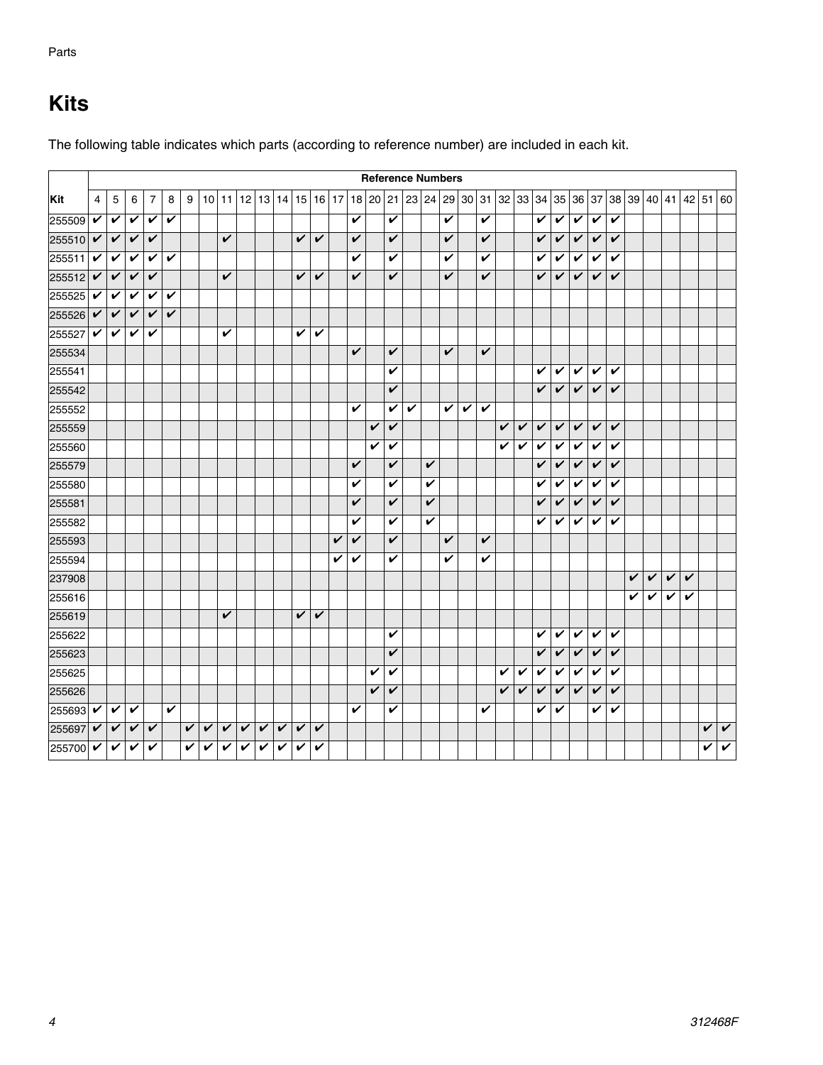# Kits

The following table indicates which parts (according to reference number) are included in each kit.

| | Reference Numbers | | | | | | | | | | | | | | | | | | | | | | | | | | | | | | | | | |
|---|---|---|---|---|---|---|---|---|---|---|---|---|---|---|---|---|---|---|---|---|---|---|---|---|---|---|---|---|---|---|---|---|---|---|
| **Kit** | 4 | 5 | 6 | 7 | 8 | 9 | 10 | 11 | 12 | 13 | 14 | 15 | 16 | 17 | 18 | 20 | 21 | 23 | 24 | 29 | 30 | 31 | 32 | 33 | 34 | 35 | 36 | 37 | 38 | 39 | 40 | 41 | 42 | 51 | 60 |
| 255509 | ✔ | ✔ | ✔ | ✔ | ✔ | | | | | | | | | | ✔ | | ✔ | | | ✔ | | ✔ | | | ✔ | ✔ | ✔ | ✔ | ✔ | | | | | | |
| 255510 | ✔ | ✔ | ✔ | ✔ | | | | ✔ | | | | ✔ | ✔ | | ✔ | | ✔ | | | ✔ | | ✔ | | | ✔ | ✔ | ✔ | ✔ | ✔ | | | | | | |
| 255511 | ✔ | ✔ | ✔ | ✔ | ✔ | | | | | | | | | | ✔ | | ✔ | | | ✔ | | ✔ | | | ✔ | ✔ | ✔ | ✔ | ✔ | | | | | | |
| 255512 | ✔ | ✔ | ✔ | ✔ | | | | ✔ | | | | ✔ | ✔ | | ✔ | | ✔ | | | ✔ | | ✔ | | | ✔ | ✔ | ✔ | ✔ | ✔ | | | | | | |
| 255525 | ✔ | ✔ | ✔ | ✔ | ✔ | | | | | | | | | | | | | | | | | | | | | | | | | | | | | | |
| 255526 | ✔ | ✔ | ✔ | ✔ | ✔ | | | | | | | | | | | | | | | | | | | | | | | | | | | | | | |
| 255527 | ✔ | ✔ | ✔ | ✔ | | | | ✔ | | | | ✔ | ✔ | | | | | | | | | | | | | | | | | | | | | | |
| 255534 | | | | | | | | | | | | | | | ✔ | | ✔ | | | ✔ | | ✔ | | | | | | | | | | | | | |
| 255541 | | | | | | | | | | | | | | | | | ✔ | | | | | | | | ✔ | ✔ | ✔ | ✔ | ✔ | | | | | | |
| 255542 | | | | | | | | | | | | | | | | | ✔ | | | | | | | | ✔ | ✔ | ✔ | ✔ | ✔ | | | | | | |
| 255552 | | | | | | | | | | | | | | | ✔ | | ✔ | ✔ | | ✔ | ✔ | ✔ | | | | | | | | | | | | | |
| 255559 | | | | | | | | | | | | | | | | ✔ | ✔ | | | | | | ✔ | ✔ | ✔ | ✔ | ✔ | ✔ | ✔ | | | | | | |
| 255560 | | | | | | | | | | | | | | | | ✔ | ✔ | | | | | | ✔ | ✔ | ✔ | ✔ | ✔ | ✔ | ✔ | | | | | | |
| 255579 | | | | | | | | | | | | | | | ✔ | | ✔ | | ✔ | | | | | | ✔ | ✔ | ✔ | ✔ | ✔ | | | | | | |
| 255580 | | | | | | | | | | | | | | | ✔ | | ✔ | | ✔ | | | | | | ✔ | ✔ | ✔ | ✔ | ✔ | | | | | | |
| 255581 | | | | | | | | | | | | | | | ✔ | | ✔ | | ✔ | | | | | | ✔ | ✔ | ✔ | ✔ | ✔ | | | | | | |
| 255582 | | | | | | | | | | | | | | | ✔ | | ✔ | | ✔ | | | | | | ✔ | ✔ | ✔ | ✔ | ✔ | | | | | | |
| 255593 | | | | | | | | | | | | | | ✔ | ✔ | | ✔ | | | ✔ | | ✔ | | | | | | | | | | | | | |
| 255594 | | | | | | | | | | | | | | ✔ | ✔ | | ✔ | | | ✔ | | ✔ | | | | | | | | | | | | | |
| 237908 | | | | | | | | | | | | | | | | | | | | | | | | | | | | | | ✔ | ✔ | ✔ | ✔ | | |
| 255616 | | | | | | | | | | | | | | | | | | | | | | | | | | | | | | ✔ | ✔ | ✔ | ✔ | | |
| 255619 | | | | | | | | ✔ | | | | ✔ | ✔ | | | | | | | | | | | | | | | | | | | | | | |
| 255622 | | | | | | | | | | | | | | | | | ✔ | | | | | | | | ✔ | ✔ | ✔ | ✔ | ✔ | | | | | | |
| 255623 | | | | | | | | | | | | | | | | | ✔ | | | | | | | | ✔ | ✔ | ✔ | ✔ | ✔ | | | | | | |
| 255625 | | | | | | | | | | | | | | | | ✔ | ✔ | | | | | | ✔ | ✔ | ✔ | ✔ | ✔ | ✔ | ✔ | | | | | | |
| 255626 | | | | | | | | | | | | | | | | ✔ | ✔ | | | | | | ✔ | ✔ | ✔ | ✔ | ✔ | ✔ | ✔ | | | | | | |
| 255693 | ✔ | ✔ | ✔ | | ✔ | | | | | | | | | | ✔ | | ✔ | | | | | ✔ | | | ✔ | ✔ | | ✔ | ✔ | | | | | | |
| 255697 | ✔ | ✔ | ✔ | ✔ | | ✔ | ✔ | ✔ | ✔ | ✔ | ✔ | ✔ | ✔ | | | | | | | | | | | | | | | | | | | | | ✔ | ✔ |
| 255700 | ✔ | ✔ | ✔ | ✔ | | ✔ | ✔ | ✔ | ✔ | ✔ | ✔ | ✔ | ✔ | | | | | | | | | | | | | | | | | | | | | ✔ | ✔ |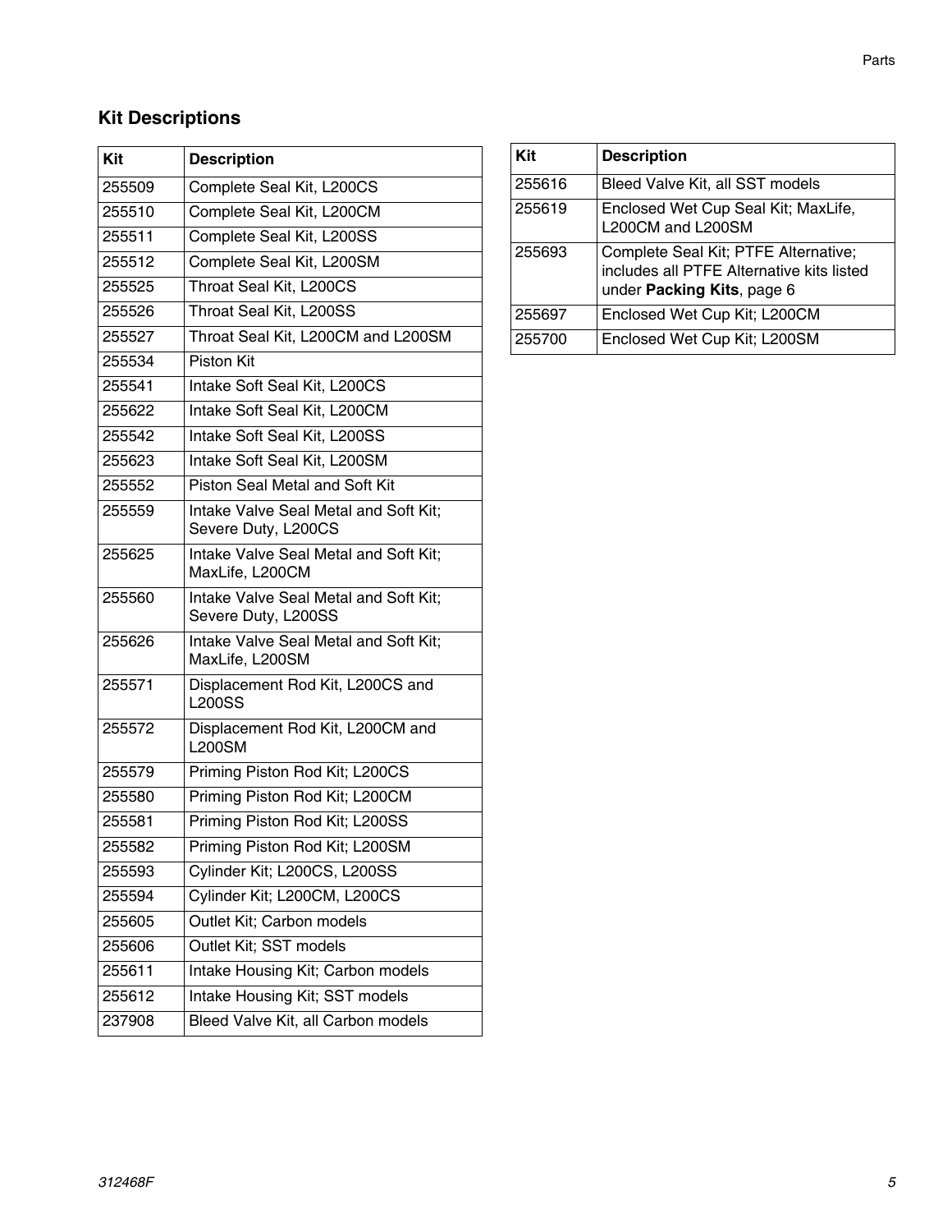## Kit Descriptions

| Kit | Description |
| --- | --- |
| 255509 | Complete Seal Kit, L200CS |
| 255510 | Complete Seal Kit, L200CM |
| 255511 | Complete Seal Kit, L200SS |
| 255512 | Complete Seal Kit, L200SM |
| 255525 | Throat Seal Kit, L200CS |
| 255526 | Throat Seal Kit, L200SS |
| 255527 | Throat Seal Kit, L200CM and L200SM |
| 255534 | Piston Kit |
| 255541 | Intake Soft Seal Kit, L200CS |
| 255622 | Intake Soft Seal Kit, L200CM |
| 255542 | Intake Soft Seal Kit, L200SS |
| 255623 | Intake Soft Seal Kit, L200SM |
| 255552 | Piston Seal Metal and Soft Kit |
| 255559 | Intake Valve Seal Metal and Soft Kit; Severe Duty, L200CS |
| 255625 | Intake Valve Seal Metal and Soft Kit; MaxLife, L200CM |
| 255560 | Intake Valve Seal Metal and Soft Kit; Severe Duty, L200SS |
| 255626 | Intake Valve Seal Metal and Soft Kit; MaxLife, L200SM |
| 255571 | Displacement Rod Kit, L200CS and L200SS |
| 255572 | Displacement Rod Kit, L200CM and L200SM |
| 255579 | Priming Piston Rod Kit; L200CS |
| 255580 | Priming Piston Rod Kit; L200CM |
| 255581 | Priming Piston Rod Kit; L200SS |
| 255582 | Priming Piston Rod Kit; L200SM |
| 255593 | Cylinder Kit; L200CS, L200SS |
| 255594 | Cylinder Kit; L200CM, L200CS |
| 255605 | Outlet Kit; Carbon models |
| 255606 | Outlet Kit; SST models |
| 255611 | Intake Housing Kit; Carbon models |
| 255612 | Intake Housing Kit; SST models |
| 237908 | Bleed Valve Kit, all Carbon models |
| 255616 | Bleed Valve Kit, all SST models |
| 255619 | Enclosed Wet Cup Seal Kit; MaxLife, L200CM and L200SM |
| 255693 | Complete Seal Kit; PTFE Alternative; includes all PTFE Alternative kits listed under **Packing Kits**, page 6 |
| 255697 | Enclosed Wet Cup Kit; L200CM |
| 255700 | Enclosed Wet Cup Kit; L200SM |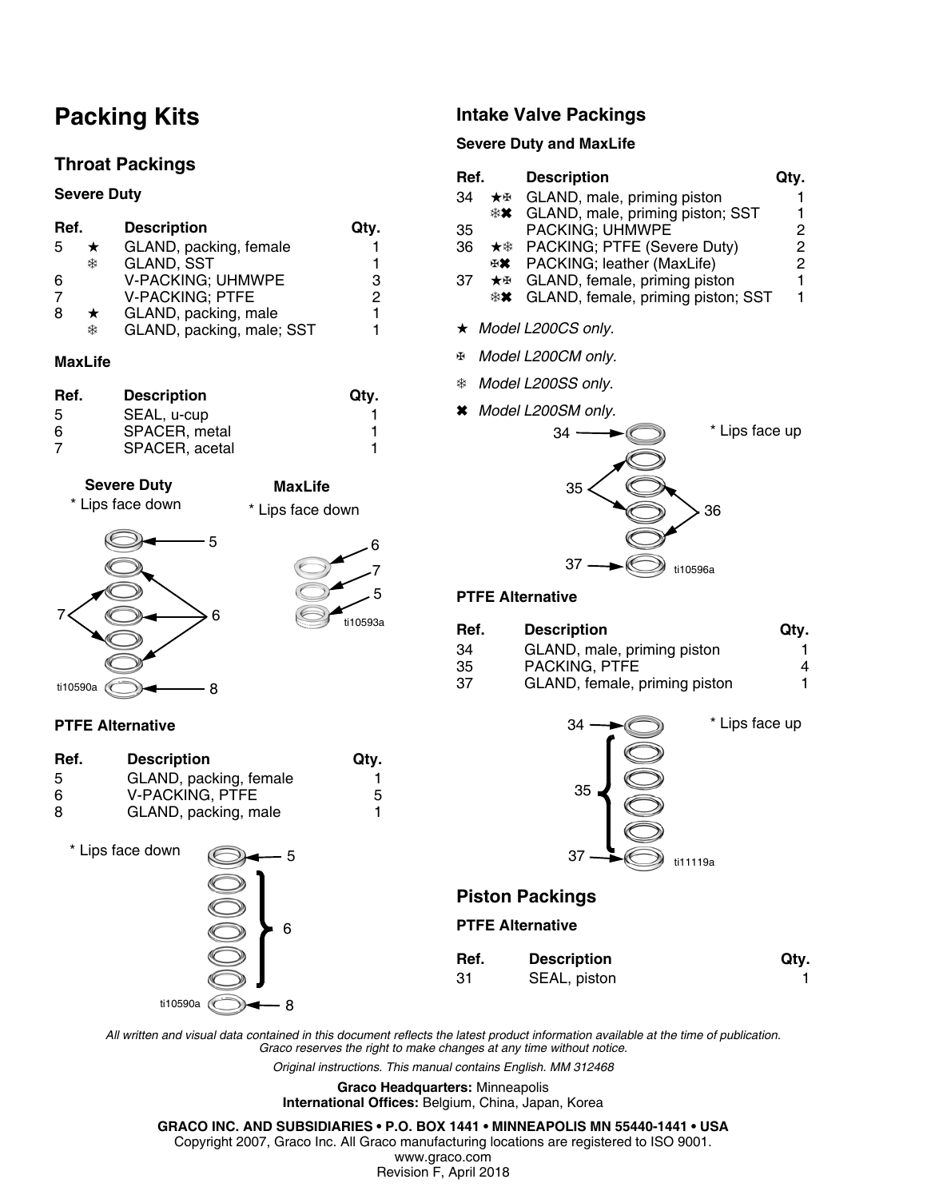# Packing Kits

## Throat Packings

### Severe Duty

| Ref. | | Description | Qty. |
|---|---|---|---|
| 5 | ★ | GLAND, packing, female | 1 |
| | ❄ | GLAND, SST | 1 |
| 6 | | V-PACKING; UHMWPE | 3 |
| 7 | | V-PACKING; PTFE | 2 |
| 8 | ★ | GLAND, packing, male | 1 |
| | ❄ | GLAND, packing, male; SST | 1 |

### MaxLife

| Ref. | Description | Qty. |
|---|---|---|
| 5 | SEAL, u-cup | 1 |
| 6 | SPACER, metal | 1 |
| 7 | SPACER, acetal | 1 |

Severe Duty

* Lips face down

5
7
6
8
ti10590a

MaxLife

* Lips face down

6
7
5
ti10593a

### PTFE Alternative

| Ref. | Description | Qty. |
|---|---|---|
| 5 | GLAND, packing, female | 1 |
| 6 | V-PACKING, PTFE | 5 |
| 8 | GLAND, packing, male | 1 |

* Lips face down

5
6
8
ti10590a

## Intake Valve Packings

### Severe Duty and MaxLife

| Ref. | | Description | Qty. |
|---|---|---|---|
| 34 | ★✠ | GLAND, male, priming piston | 1 |
| | ❄✖ | GLAND, male, priming piston; SST | 1 |
| 35 | | PACKING; UHMWPE | 2 |
| 36 | ★❄ | PACKING; PTFE (Severe Duty) | 2 |
| | ✠✖ | PACKING; leather (MaxLife) | 2 |
| 37 | ★✠ | GLAND, female, priming piston | 1 |
| | ❄✖ | GLAND, female, priming piston; SST | 1 |

★ *Model L200CS only.*

✠ *Model L200CM only.*

❄ *Model L200SS only.*

✖ *Model L200SM only.*

34
* Lips face up
35
36
37
ti10596a

### PTFE Alternative

| Ref. | Description | Qty. |
|---|---|---|
| 34 | GLAND, male, priming piston | 1 |
| 35 | PACKING, PTFE | 4 |
| 37 | GLAND, female, priming piston | 1 |

34
* Lips face up
35
37
ti11119a

## Piston Packings

### PTFE Alternative

| Ref. | Description | Qty. |
|---|---|---|
| 31 | SEAL, piston | 1 |

*All written and visual data contained in this document reflects the latest product information available at the time of publication. Graco reserves the right to make changes at any time without notice.*

*Original instructions. This manual contains English. MM 312468*

**Graco Headquarters:** Minneapolis
**International Offices:** Belgium, China, Japan, Korea

**GRACO INC. AND SUBSIDIARIES • P.O. BOX 1441 • MINNEAPOLIS MN 55440-1441 • USA**
Copyright 2007, Graco Inc. All Graco manufacturing locations are registered to ISO 9001.
www.graco.com
Revision F, April 2018